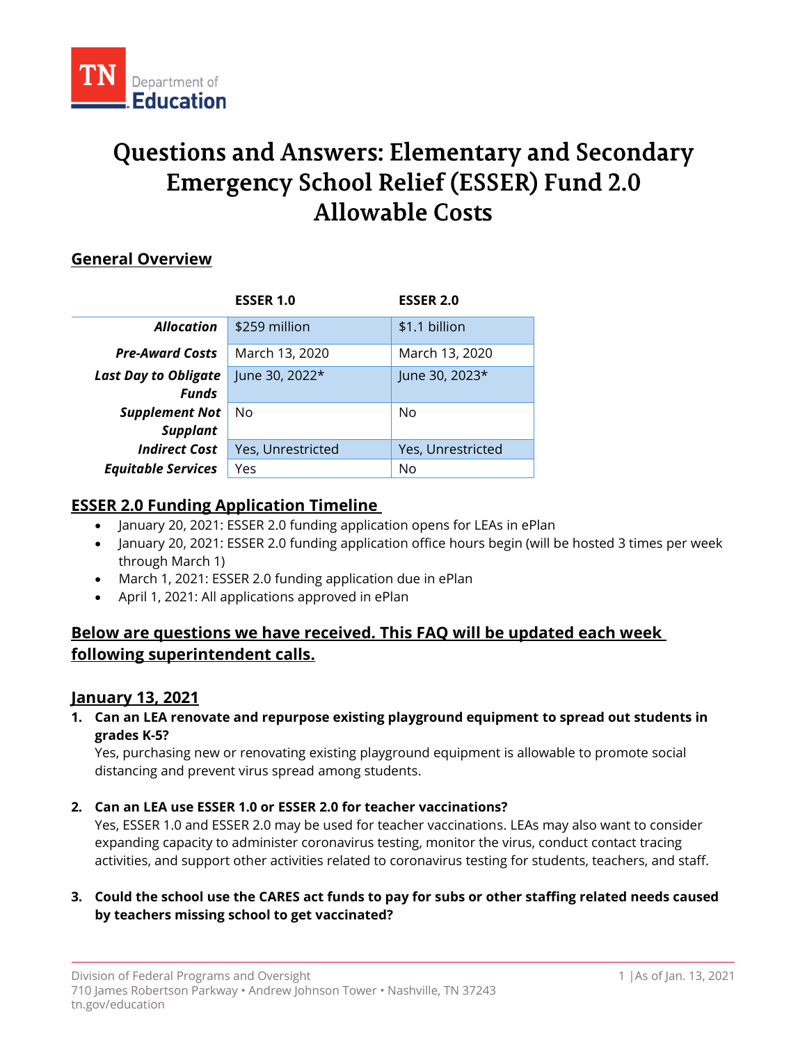# Questions and Answers: Elementary and Secondary Emergency School Relief (ESSER) Fund 2.0 Allowable Costs

## General Overview

| | ESSER 1.0 | ESSER 2.0 |
|---|---|---|
| ***Allocation*** | $259 million | $1.1 billion |
| ***Pre-Award Costs*** | March 13, 2020 | March 13, 2020 |
| ***Last Day to Obligate Funds*** | June 30, 2022* | June 30, 2023* |
| ***Supplement Not Supplant*** | No | No |
| ***Indirect Cost*** | Yes, Unrestricted | Yes, Unrestricted |
| ***Equitable Services*** | Yes | No |

## ESSER 2.0 Funding Application Timeline

- January 20, 2021: ESSER 2.0 funding application opens for LEAs in ePlan
- January 20, 2021: ESSER 2.0 funding application office hours begin (will be hosted 3 times per week through March 1)
- March 1, 2021: ESSER 2.0 funding application due in ePlan
- April 1, 2021: All applications approved in ePlan

## Below are questions we have received. This FAQ will be updated each week following superintendent calls.

## January 13, 2021

1. **Can an LEA renovate and repurpose existing playground equipment to spread out students in grades K-5?**
   Yes, purchasing new or renovating existing playground equipment is allowable to promote social distancing and prevent virus spread among students.

2. **Can an LEA use ESSER 1.0 or ESSER 2.0 for teacher vaccinations?**
   Yes, ESSER 1.0 and ESSER 2.0 may be used for teacher vaccinations. LEAs may also want to consider expanding capacity to administer coronavirus testing, monitor the virus, conduct contact tracing activities, and support other activities related to coronavirus testing for students, teachers, and staff.

3. **Could the school use the CARES act funds to pay for subs or other staffing related needs caused by teachers missing school to get vaccinated?**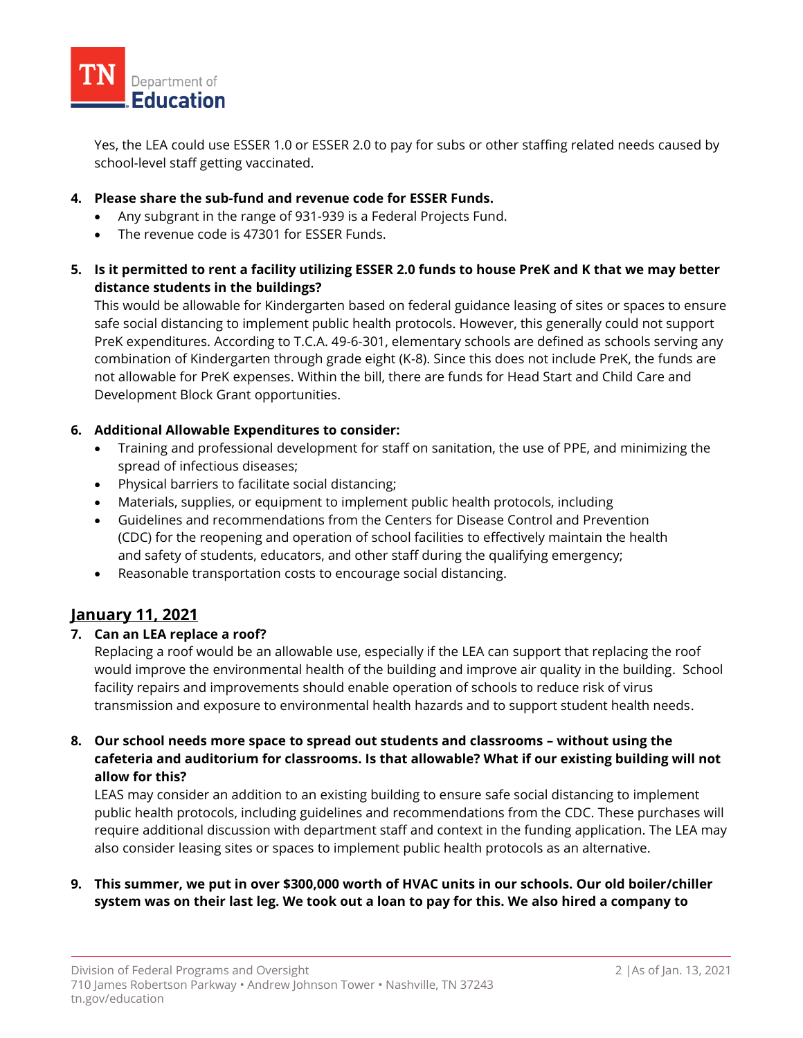Yes, the LEA could use ESSER 1.0 or ESSER 2.0 to pay for subs or other staffing related needs caused by school-level staff getting vaccinated.

4. **Please share the sub-fund and revenue code for ESSER Funds.**
   - Any subgrant in the range of 931-939 is a Federal Projects Fund.
   - The revenue code is 47301 for ESSER Funds.

5. **Is it permitted to rent a facility utilizing ESSER 2.0 funds to house PreK and K that we may better distance students in the buildings?**
   This would be allowable for Kindergarten based on federal guidance leasing of sites or spaces to ensure safe social distancing to implement public health protocols. However, this generally could not support PreK expenditures. According to T.C.A. 49-6-301, elementary schools are defined as schools serving any combination of Kindergarten through grade eight (K-8). Since this does not include PreK, the funds are not allowable for PreK expenses. Within the bill, there are funds for Head Start and Child Care and Development Block Grant opportunities.

6. **Additional Allowable Expenditures to consider:**
   - Training and professional development for staff on sanitation, the use of PPE, and minimizing the spread of infectious diseases;
   - Physical barriers to facilitate social distancing;
   - Materials, supplies, or equipment to implement public health protocols, including
   - Guidelines and recommendations from the Centers for Disease Control and Prevention (CDC) for the reopening and operation of school facilities to effectively maintain the health and safety of students, educators, and other staff during the qualifying emergency;
   - Reasonable transportation costs to encourage social distancing.

## January 11, 2021

7. **Can an LEA replace a roof?**
   Replacing a roof would be an allowable use, especially if the LEA can support that replacing the roof would improve the environmental health of the building and improve air quality in the building. School facility repairs and improvements should enable operation of schools to reduce risk of virus transmission and exposure to environmental health hazards and to support student health needs.

8. **Our school needs more space to spread out students and classrooms – without using the cafeteria and auditorium for classrooms. Is that allowable? What if our existing building will not allow for this?**
   LEAS may consider an addition to an existing building to ensure safe social distancing to implement public health protocols, including guidelines and recommendations from the CDC. These purchases will require additional discussion with department staff and context in the funding application. The LEA may also consider leasing sites or spaces to implement public health protocols as an alternative.

9. **This summer, we put in over $300,000 worth of HVAC units in our schools. Our old boiler/chiller system was on their last leg. We took out a loan to pay for this. We also hired a company to**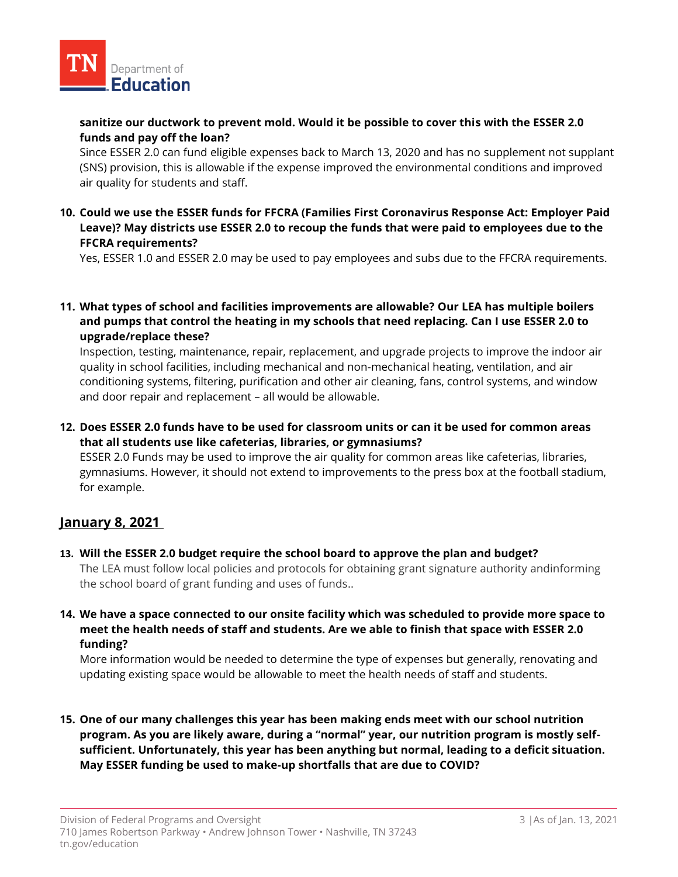**sanitize our ductwork to prevent mold. Would it be possible to cover this with the ESSER 2.0 funds and pay off the loan?**

Since ESSER 2.0 can fund eligible expenses back to March 13, 2020 and has no supplement not supplant (SNS) provision, this is allowable if the expense improved the environmental conditions and improved air quality for students and staff.

10. **Could we use the ESSER funds for FFCRA (Families First Coronavirus Response Act: Employer Paid Leave)? May districts use ESSER 2.0 to recoup the funds that were paid to employees due to the FFCRA requirements?**

    Yes, ESSER 1.0 and ESSER 2.0 may be used to pay employees and subs due to the FFCRA requirements.

11. **What types of school and facilities improvements are allowable? Our LEA has multiple boilers and pumps that control the heating in my schools that need replacing. Can I use ESSER 2.0 to upgrade/replace these?**

    Inspection, testing, maintenance, repair, replacement, and upgrade projects to improve the indoor air quality in school facilities, including mechanical and non-mechanical heating, ventilation, and air conditioning systems, filtering, purification and other air cleaning, fans, control systems, and window and door repair and replacement – all would be allowable.

12. **Does ESSER 2.0 funds have to be used for classroom units or can it be used for common areas that all students use like cafeterias, libraries, or gymnasiums?**

    ESSER 2.0 Funds may be used to improve the air quality for common areas like cafeterias, libraries, gymnasiums. However, it should not extend to improvements to the press box at the football stadium, for example.

## January 8, 2021

13. **Will the ESSER 2.0 budget require the school board to approve the plan and budget?**

    The LEA must follow local policies and protocols for obtaining grant signature authority andinforming the school board of grant funding and uses of funds..

14. **We have a space connected to our onsite facility which was scheduled to provide more space to meet the health needs of staff and students. Are we able to finish that space with ESSER 2.0 funding?**

    More information would be needed to determine the type of expenses but generally, renovating and updating existing space would be allowable to meet the health needs of staff and students.

15. **One of our many challenges this year has been making ends meet with our school nutrition program. As you are likely aware, during a "normal" year, our nutrition program is mostly self-sufficient. Unfortunately, this year has been anything but normal, leading to a deficit situation. May ESSER funding be used to make-up shortfalls that are due to COVID?**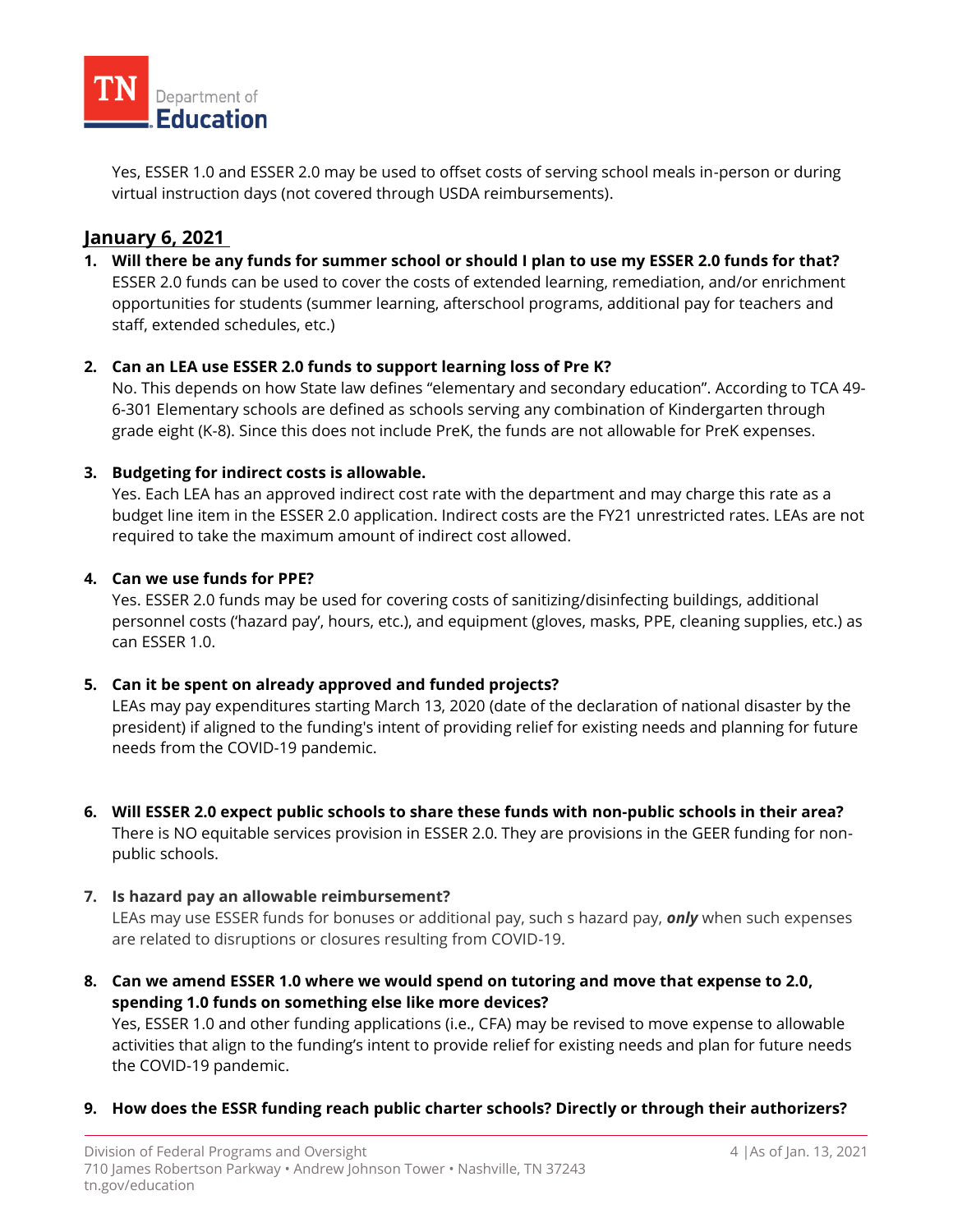Yes, ESSER 1.0 and ESSER 2.0 may be used to offset costs of serving school meals in-person or during virtual instruction days (not covered through USDA reimbursements).

## January 6, 2021

1. **Will there be any funds for summer school or should I plan to use my ESSER 2.0 funds for that?**
   ESSER 2.0 funds can be used to cover the costs of extended learning, remediation, and/or enrichment opportunities for students (summer learning, afterschool programs, additional pay for teachers and staff, extended schedules, etc.)

2. **Can an LEA use ESSER 2.0 funds to support learning loss of Pre K?**
   No. This depends on how State law defines "elementary and secondary education". According to TCA 49-6-301 Elementary schools are defined as schools serving any combination of Kindergarten through grade eight (K-8). Since this does not include PreK, the funds are not allowable for PreK expenses.

3. **Budgeting for indirect costs is allowable.**
   Yes. Each LEA has an approved indirect cost rate with the department and may charge this rate as a budget line item in the ESSER 2.0 application. Indirect costs are the FY21 unrestricted rates. LEAs are not required to take the maximum amount of indirect cost allowed.

4. **Can we use funds for PPE?**
   Yes. ESSER 2.0 funds may be used for covering costs of sanitizing/disinfecting buildings, additional personnel costs ('hazard pay', hours, etc.), and equipment (gloves, masks, PPE, cleaning supplies, etc.) as can ESSER 1.0.

5. **Can it be spent on already approved and funded projects?**
   LEAs may pay expenditures starting March 13, 2020 (date of the declaration of national disaster by the president) if aligned to the funding's intent of providing relief for existing needs and planning for future needs from the COVID-19 pandemic.

6. **Will ESSER 2.0 expect public schools to share these funds with non-public schools in their area?**
   There is NO equitable services provision in ESSER 2.0. They are provisions in the GEER funding for non-public schools.

7. **Is hazard pay an allowable reimbursement?**
   LEAs may use ESSER funds for bonuses or additional pay, such s hazard pay, ***only*** when such expenses are related to disruptions or closures resulting from COVID-19.

8. **Can we amend ESSER 1.0 where we would spend on tutoring and move that expense to 2.0, spending 1.0 funds on something else like more devices?**
   Yes, ESSER 1.0 and other funding applications (i.e., CFA) may be revised to move expense to allowable activities that align to the funding's intent to provide relief for existing needs and plan for future needs the COVID-19 pandemic.

9. **How does the ESSR funding reach public charter schools? Directly or through their authorizers?**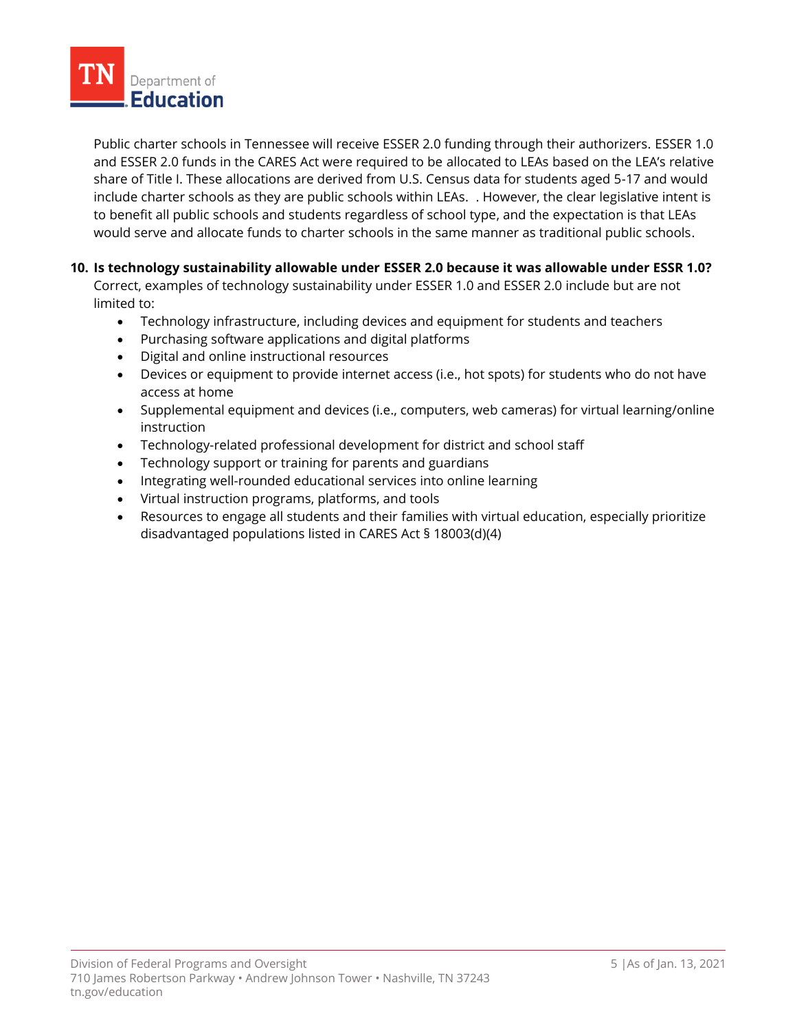Public charter schools in Tennessee will receive ESSER 2.0 funding through their authorizers. ESSER 1.0 and ESSER 2.0 funds in the CARES Act were required to be allocated to LEAs based on the LEA's relative share of Title I. These allocations are derived from U.S. Census data for students aged 5-17 and would include charter schools as they are public schools within LEAs. . However, the clear legislative intent is to benefit all public schools and students regardless of school type, and the expectation is that LEAs would serve and allocate funds to charter schools in the same manner as traditional public schools.

**10. Is technology sustainability allowable under ESSER 2.0 because it was allowable under ESSR 1.0?**

Correct, examples of technology sustainability under ESSER 1.0 and ESSER 2.0 include but are not limited to:

- Technology infrastructure, including devices and equipment for students and teachers
- Purchasing software applications and digital platforms
- Digital and online instructional resources
- Devices or equipment to provide internet access (i.e., hot spots) for students who do not have access at home
- Supplemental equipment and devices (i.e., computers, web cameras) for virtual learning/online instruction
- Technology-related professional development for district and school staff
- Technology support or training for parents and guardians
- Integrating well-rounded educational services into online learning
- Virtual instruction programs, platforms, and tools
- Resources to engage all students and their families with virtual education, especially prioritize disadvantaged populations listed in CARES Act § 18003(d)(4)